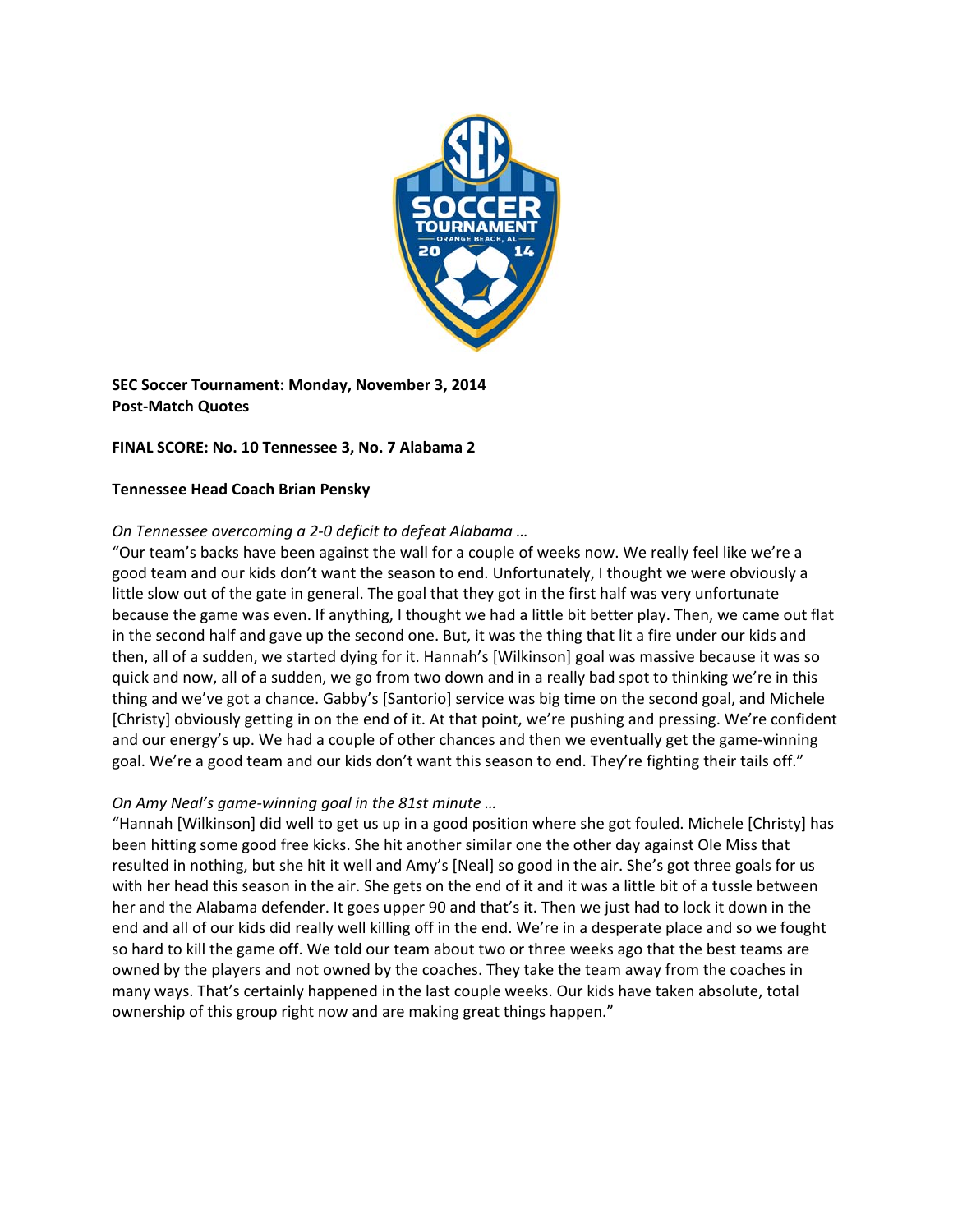**SEC Soccer Tournament: Monday, November 3, 2014**
**Post-Match Quotes**

**FINAL SCORE: No. 10 Tennessee 3, No. 7 Alabama 2**

**Tennessee Head Coach Brian Pensky**

*On Tennessee overcoming a 2-0 deficit to defeat Alabama …*

"Our team's backs have been against the wall for a couple of weeks now. We really feel like we're a good team and our kids don't want the season to end. Unfortunately, I thought we were obviously a little slow out of the gate in general. The goal that they got in the first half was very unfortunate because the game was even. If anything, I thought we had a little bit better play. Then, we came out flat in the second half and gave up the second one. But, it was the thing that lit a fire under our kids and then, all of a sudden, we started dying for it. Hannah's [Wilkinson] goal was massive because it was so quick and now, all of a sudden, we go from two down and in a really bad spot to thinking we're in this thing and we've got a chance. Gabby's [Santorio] service was big time on the second goal, and Michele [Christy] obviously getting in on the end of it. At that point, we're pushing and pressing. We're confident and our energy's up. We had a couple of other chances and then we eventually get the game-winning goal. We're a good team and our kids don't want this season to end. They're fighting their tails off."

*On Amy Neal's game-winning goal in the 81st minute …*

"Hannah [Wilkinson] did well to get us up in a good position where she got fouled. Michele [Christy] has been hitting some good free kicks. She hit another similar one the other day against Ole Miss that resulted in nothing, but she hit it well and Amy's [Neal] so good in the air. She's got three goals for us with her head this season in the air. She gets on the end of it and it was a little bit of a tussle between her and the Alabama defender. It goes upper 90 and that's it. Then we just had to lock it down in the end and all of our kids did really well killing off in the end. We're in a desperate place and so we fought so hard to kill the game off. We told our team about two or three weeks ago that the best teams are owned by the players and not owned by the coaches. They take the team away from the coaches in many ways. That's certainly happened in the last couple weeks. Our kids have taken absolute, total ownership of this group right now and are making great things happen."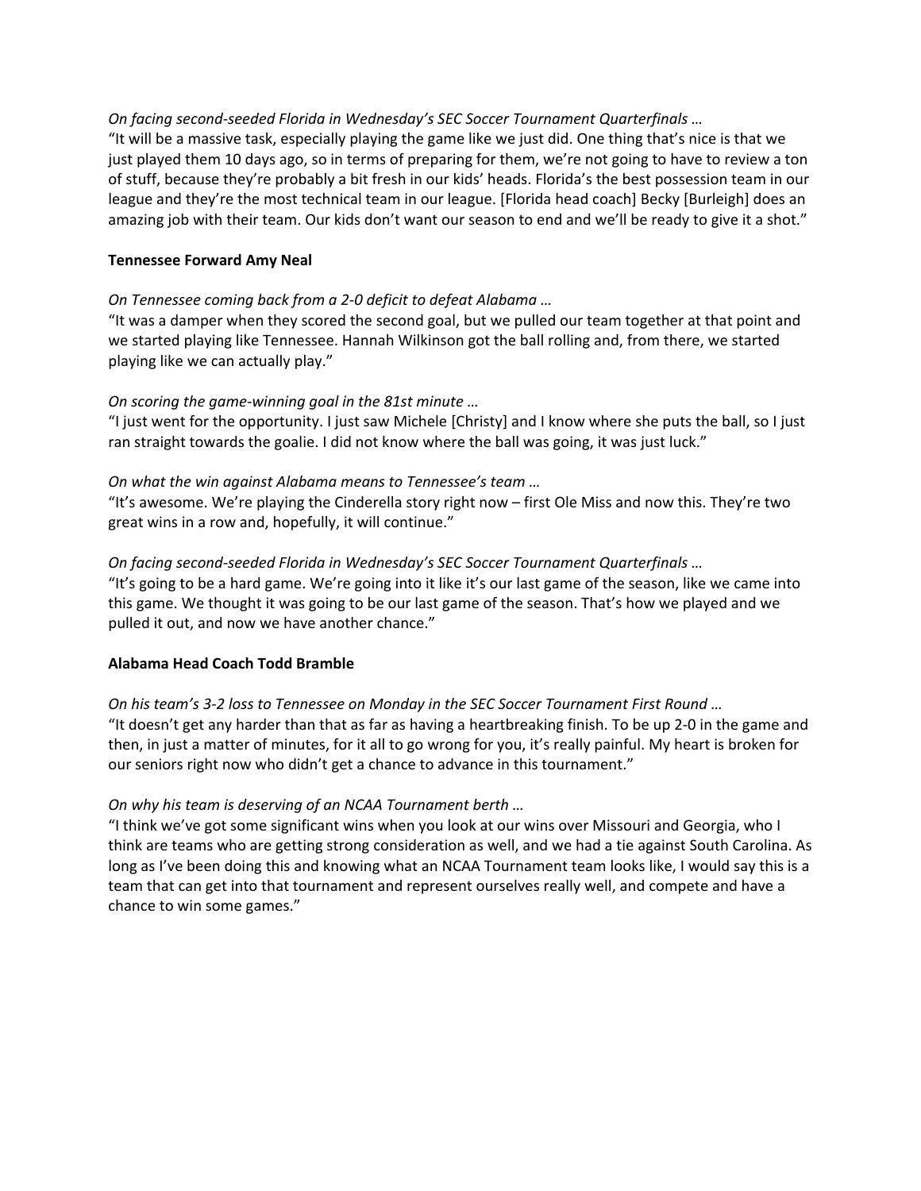*On facing second-seeded Florida in Wednesday's SEC Soccer Tournament Quarterfinals …*
"It will be a massive task, especially playing the game like we just did. One thing that's nice is that we just played them 10 days ago, so in terms of preparing for them, we're not going to have to review a ton of stuff, because they're probably a bit fresh in our kids' heads. Florida's the best possession team in our league and they're the most technical team in our league. [Florida head coach] Becky [Burleigh] does an amazing job with their team. Our kids don't want our season to end and we'll be ready to give it a shot."

**Tennessee Forward Amy Neal**

*On Tennessee coming back from a 2-0 deficit to defeat Alabama …*
"It was a damper when they scored the second goal, but we pulled our team together at that point and we started playing like Tennessee. Hannah Wilkinson got the ball rolling and, from there, we started playing like we can actually play."

*On scoring the game-winning goal in the 81st minute …*
"I just went for the opportunity. I just saw Michele [Christy] and I know where she puts the ball, so I just ran straight towards the goalie. I did not know where the ball was going, it was just luck."

*On what the win against Alabama means to Tennessee's team …*
"It's awesome. We're playing the Cinderella story right now – first Ole Miss and now this. They're two great wins in a row and, hopefully, it will continue."

*On facing second-seeded Florida in Wednesday's SEC Soccer Tournament Quarterfinals …*
"It's going to be a hard game. We're going into it like it's our last game of the season, like we came into this game. We thought it was going to be our last game of the season. That's how we played and we pulled it out, and now we have another chance."

**Alabama Head Coach Todd Bramble**

*On his team's 3-2 loss to Tennessee on Monday in the SEC Soccer Tournament First Round …*
"It doesn't get any harder than that as far as having a heartbreaking finish. To be up 2-0 in the game and then, in just a matter of minutes, for it all to go wrong for you, it's really painful. My heart is broken for our seniors right now who didn't get a chance to advance in this tournament."

*On why his team is deserving of an NCAA Tournament berth …*
"I think we've got some significant wins when you look at our wins over Missouri and Georgia, who I think are teams who are getting strong consideration as well, and we had a tie against South Carolina. As long as I've been doing this and knowing what an NCAA Tournament team looks like, I would say this is a team that can get into that tournament and represent ourselves really well, and compete and have a chance to win some games."